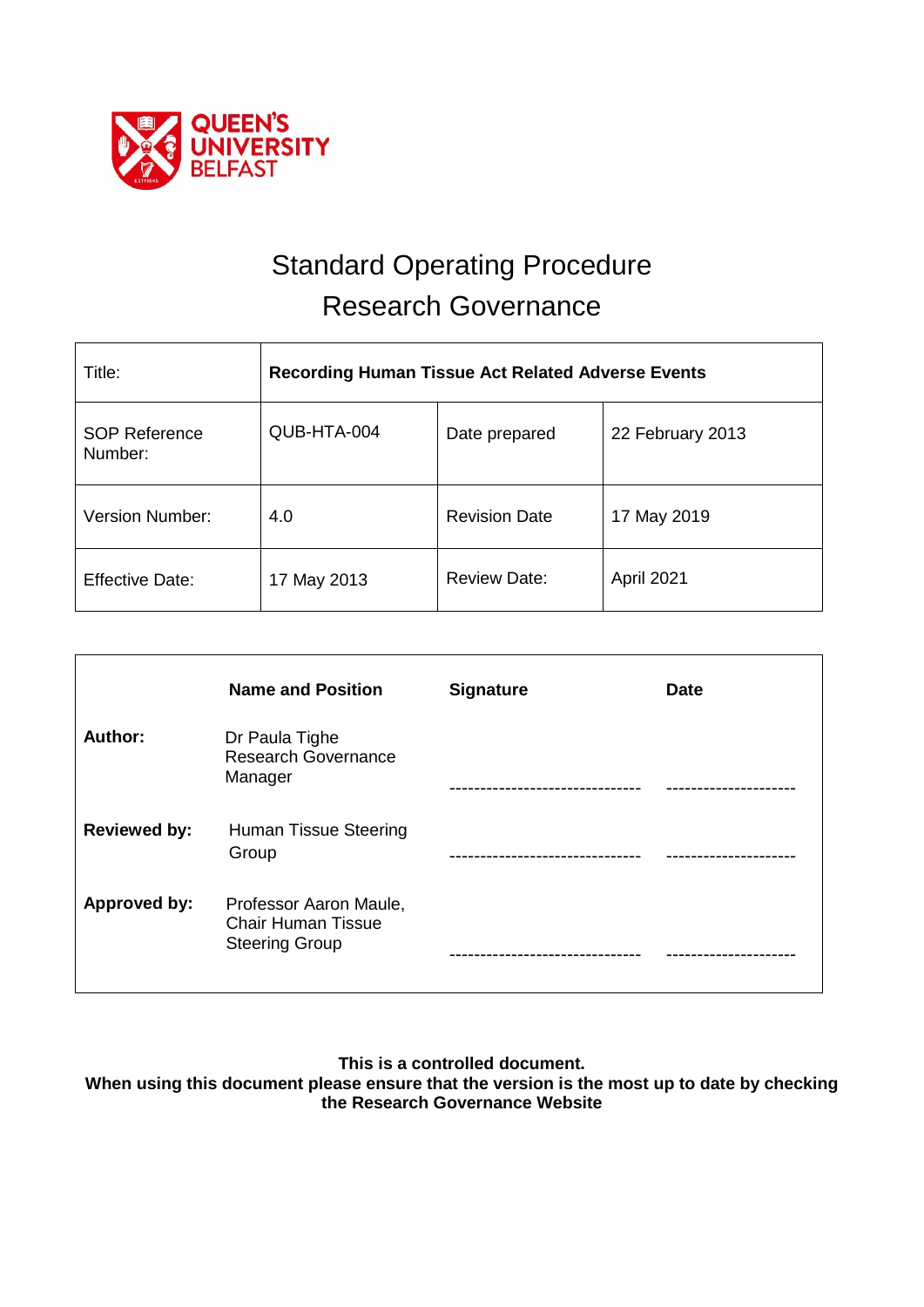QUEEN'S UNIVERSITY BELFAST

# Standard Operating Procedure
# Research Governance

| Title: | **Recording Human Tissue Act Related Adverse Events** | | |
|---|---|---|---|
| SOP Reference Number: | QUB-HTA-004 | Date prepared | 22 February 2013 |
| Version Number: | 4.0 | Revision Date | 17 May 2019 |
| Effective Date: | 17 May 2013 | Review Date: | April 2021 |

| | **Name and Position** | **Signature** | **Date** |
|---|---|---|---|
| **Author:** | Dr Paula Tighe Research Governance Manager | ------------------------------- | --------------------- |
| **Reviewed by:** | Human Tissue Steering Group | ------------------------------- | --------------------- |
| **Approved by:** | Professor Aaron Maule, Chair Human Tissue Steering Group | ------------------------------- | --------------------- |

**This is a controlled document.**
**When using this document please ensure that the version is the most up to date by checking the Research Governance Website**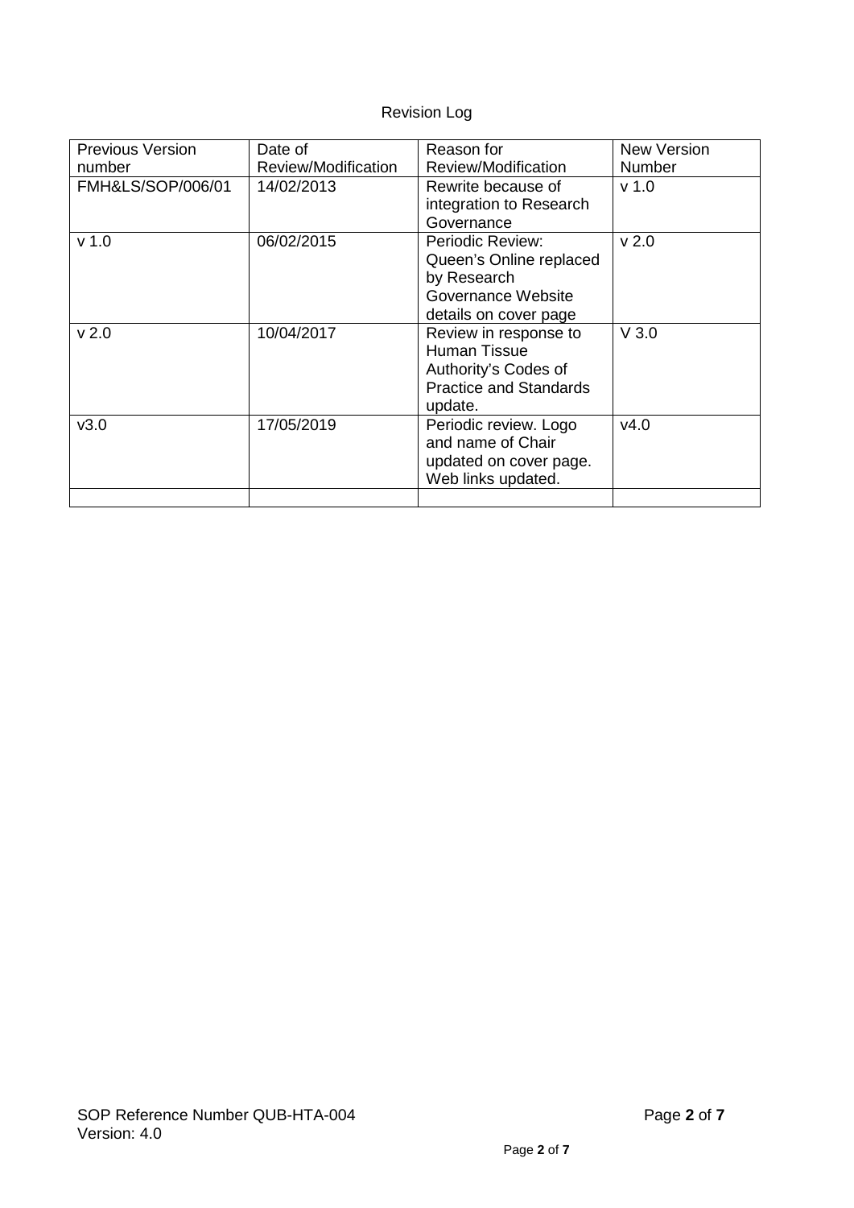Revision Log

| Previous Version number | Date of Review/Modification | Reason for Review/Modification | New Version Number |
| --- | --- | --- | --- |
| FMH&LS/SOP/006/01 | 14/02/2013 | Rewrite because of integration to Research Governance | v 1.0 |
| v 1.0 | 06/02/2015 | Periodic Review: Queen's Online replaced by Research Governance Website details on cover page | v 2.0 |
| v 2.0 | 10/04/2017 | Review in response to Human Tissue Authority's Codes of Practice and Standards update. | V 3.0 |
| v3.0 | 17/05/2019 | Periodic review. Logo and name of Chair updated on cover page. Web links updated. | v4.0 |
| | | | |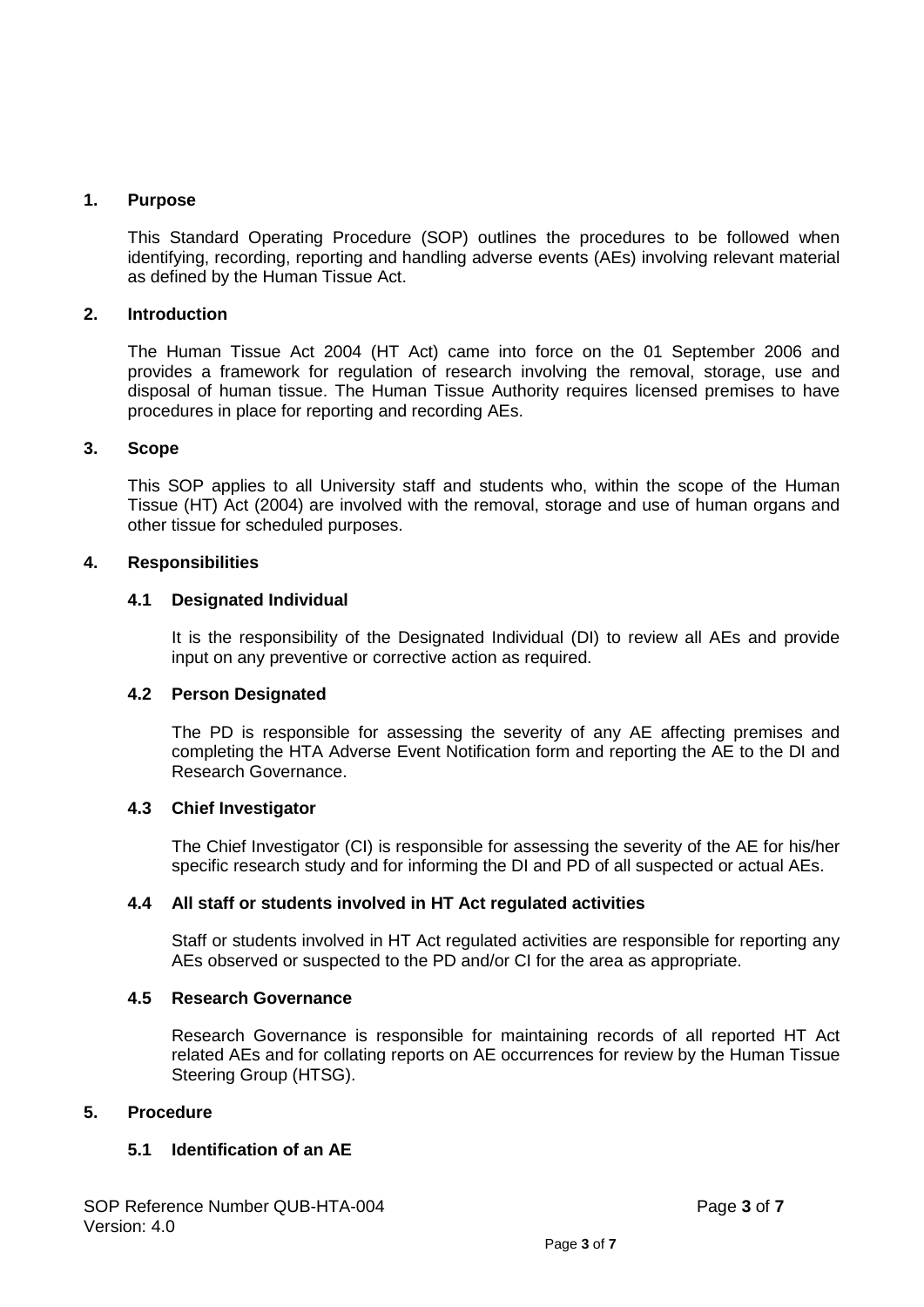## 1. Purpose

This Standard Operating Procedure (SOP) outlines the procedures to be followed when identifying, recording, reporting and handling adverse events (AEs) involving relevant material as defined by the Human Tissue Act.

## 2. Introduction

The Human Tissue Act 2004 (HT Act) came into force on the 01 September 2006 and provides a framework for regulation of research involving the removal, storage, use and disposal of human tissue. The Human Tissue Authority requires licensed premises to have procedures in place for reporting and recording AEs.

## 3. Scope

This SOP applies to all University staff and students who, within the scope of the Human Tissue (HT) Act (2004) are involved with the removal, storage and use of human organs and other tissue for scheduled purposes.

## 4. Responsibilities

### 4.1 Designated Individual

It is the responsibility of the Designated Individual (DI) to review all AEs and provide input on any preventive or corrective action as required.

### 4.2 Person Designated

The PD is responsible for assessing the severity of any AE affecting premises and completing the HTA Adverse Event Notification form and reporting the AE to the DI and Research Governance.

### 4.3 Chief Investigator

The Chief Investigator (CI) is responsible for assessing the severity of the AE for his/her specific research study and for informing the DI and PD of all suspected or actual AEs.

### 4.4 All staff or students involved in HT Act regulated activities

Staff or students involved in HT Act regulated activities are responsible for reporting any AEs observed or suspected to the PD and/or CI for the area as appropriate.

### 4.5 Research Governance

Research Governance is responsible for maintaining records of all reported HT Act related AEs and for collating reports on AE occurrences for review by the Human Tissue Steering Group (HTSG).

## 5. Procedure

### 5.1 Identification of an AE

SOP Reference Number QUB-HTA-004
Version: 4.0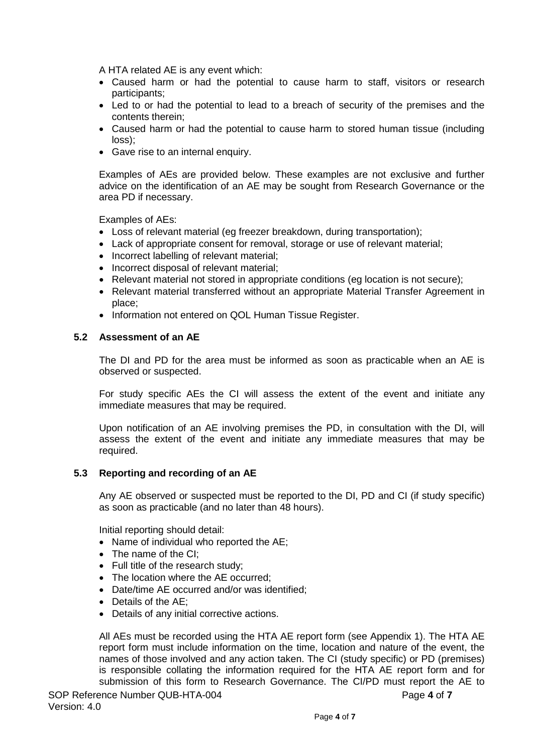A HTA related AE is any event which:

- Caused harm or had the potential to cause harm to staff, visitors or research participants;
- Led to or had the potential to lead to a breach of security of the premises and the contents therein;
- Caused harm or had the potential to cause harm to stored human tissue (including loss);
- Gave rise to an internal enquiry.

Examples of AEs are provided below. These examples are not exclusive and further advice on the identification of an AE may be sought from Research Governance or the area PD if necessary.

Examples of AEs:

- Loss of relevant material (eg freezer breakdown, during transportation);
- Lack of appropriate consent for removal, storage or use of relevant material;
- Incorrect labelling of relevant material;
- Incorrect disposal of relevant material;
- Relevant material not stored in appropriate conditions (eg location is not secure);
- Relevant material transferred without an appropriate Material Transfer Agreement in place;
- Information not entered on QOL Human Tissue Register.

### 5.2 Assessment of an AE

The DI and PD for the area must be informed as soon as practicable when an AE is observed or suspected.

For study specific AEs the CI will assess the extent of the event and initiate any immediate measures that may be required.

Upon notification of an AE involving premises the PD, in consultation with the DI, will assess the extent of the event and initiate any immediate measures that may be required.

### 5.3 Reporting and recording of an AE

Any AE observed or suspected must be reported to the DI, PD and CI (if study specific) as soon as practicable (and no later than 48 hours).

Initial reporting should detail:

- Name of individual who reported the AE;
- The name of the CI;
- Full title of the research study;
- The location where the AE occurred;
- Date/time AE occurred and/or was identified;
- Details of the AE;
- Details of any initial corrective actions.

All AEs must be recorded using the HTA AE report form (see Appendix 1). The HTA AE report form must include information on the time, location and nature of the event, the names of those involved and any action taken. The CI (study specific) or PD (premises) is responsible collating the information required for the HTA AE report form and for submission of this form to Research Governance. The CI/PD must report the AE to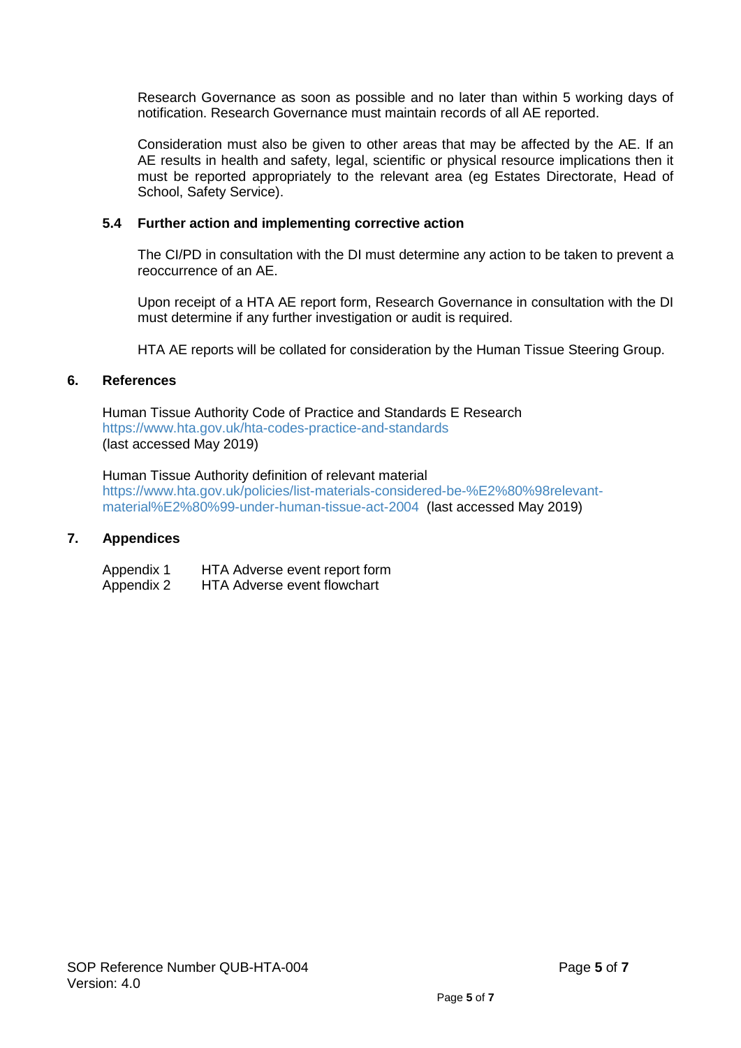Research Governance as soon as possible and no later than within 5 working days of notification. Research Governance must maintain records of all AE reported.

Consideration must also be given to other areas that may be affected by the AE. If an AE results in health and safety, legal, scientific or physical resource implications then it must be reported appropriately to the relevant area (eg Estates Directorate, Head of School, Safety Service).

### 5.4 Further action and implementing corrective action

The CI/PD in consultation with the DI must determine any action to be taken to prevent a reoccurrence of an AE.

Upon receipt of a HTA AE report form, Research Governance in consultation with the DI must determine if any further investigation or audit is required.

HTA AE reports will be collated for consideration by the Human Tissue Steering Group.

## 6. References

Human Tissue Authority Code of Practice and Standards E Research
https://www.hta.gov.uk/hta-codes-practice-and-standards
(last accessed May 2019)

Human Tissue Authority definition of relevant material
https://www.hta.gov.uk/policies/list-materials-considered-be-%E2%80%98relevant-material%E2%80%99-under-human-tissue-act-2004 (last accessed May 2019)

## 7. Appendices

Appendix 1 HTA Adverse event report form
Appendix 2 HTA Adverse event flowchart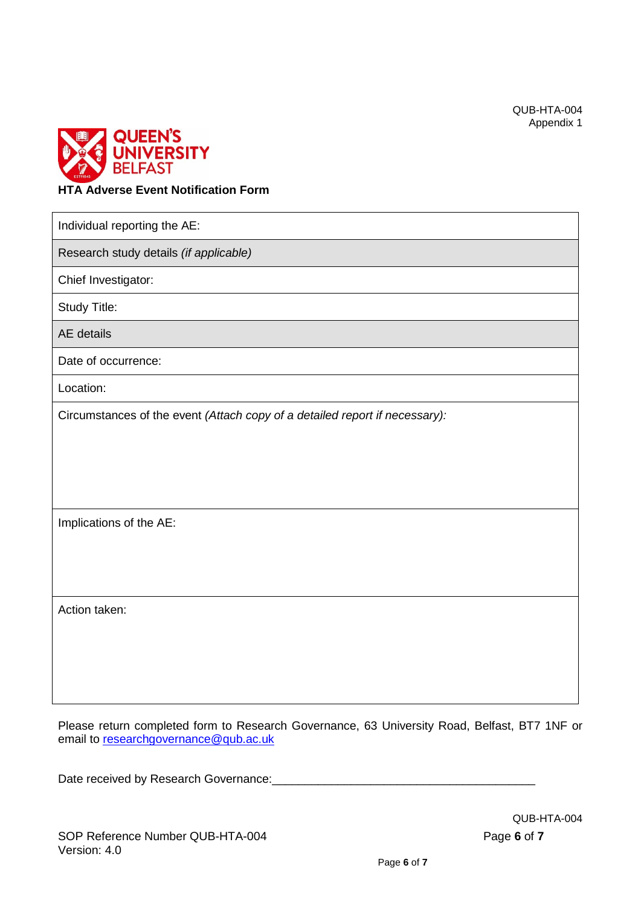QUB-HTA-004
Appendix 1

QUEEN'S UNIVERSITY BELFAST

**HTA Adverse Event Notification Form**

| Individual reporting the AE: |
|---|
| Research study details *(if applicable)* |
| Chief Investigator: |
| Study Title: |
| AE details |
| Date of occurrence: |
| Location: |
| Circumstances of the event *(Attach copy of a detailed report if necessary):* |
| Implications of the AE: |
| Action taken: |

Please return completed form to Research Governance, 63 University Road, Belfast, BT7 1NF or email to researchgovernance@qub.ac.uk

Date received by Research Governance:________________________________________

SOP Reference Number QUB-HTA-004
Version: 4.0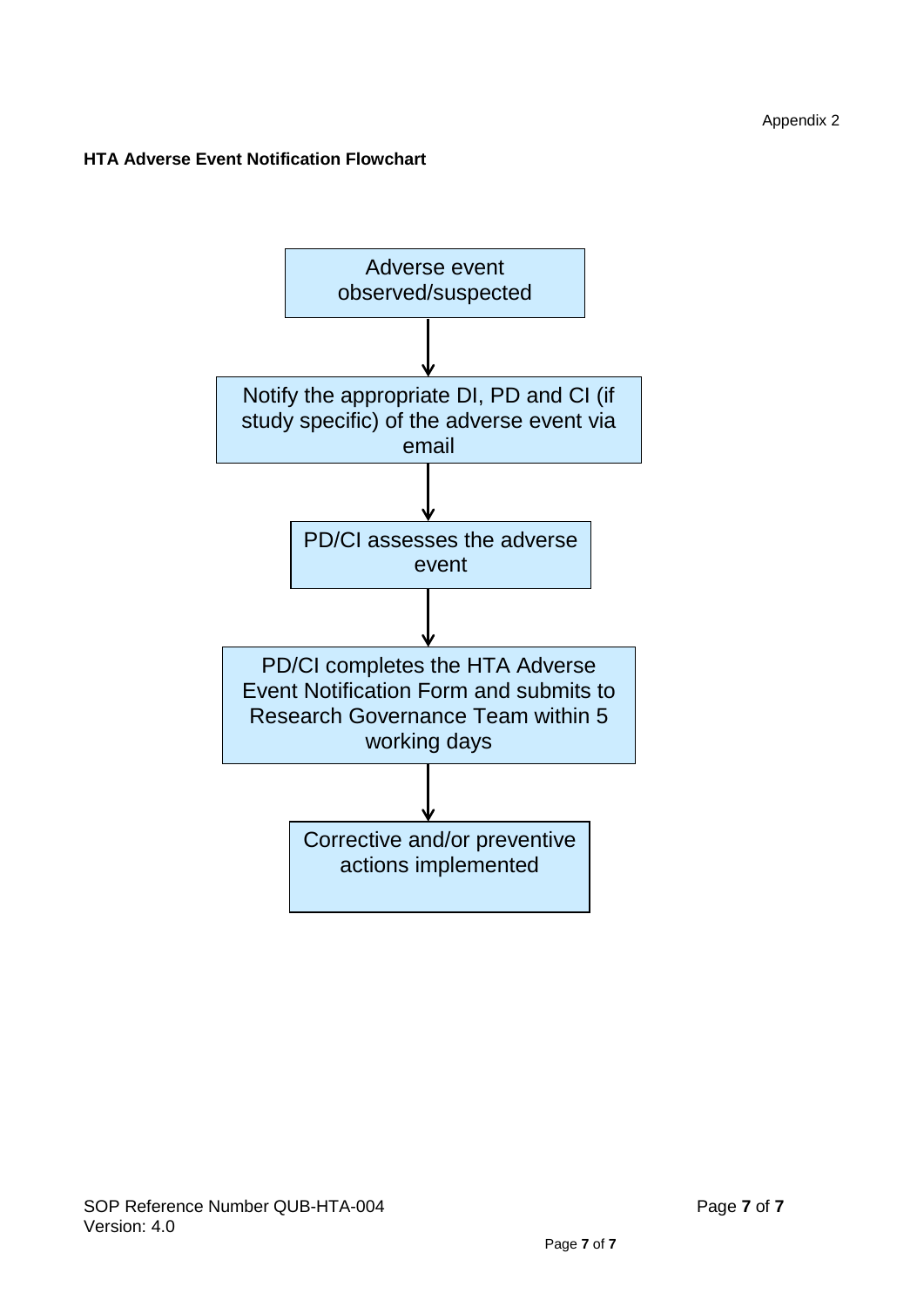Appendix 2

**HTA Adverse Event Notification Flowchart**

Adverse event observed/suspected

Notify the appropriate DI, PD and CI (if study specific) of the adverse event via email

PD/CI assesses the adverse event

PD/CI completes the HTA Adverse Event Notification Form and submits to Research Governance Team within 5 working days

Corrective and/or preventive actions implemented

SOP Reference Number QUB-HTA-004
Version: 4.0